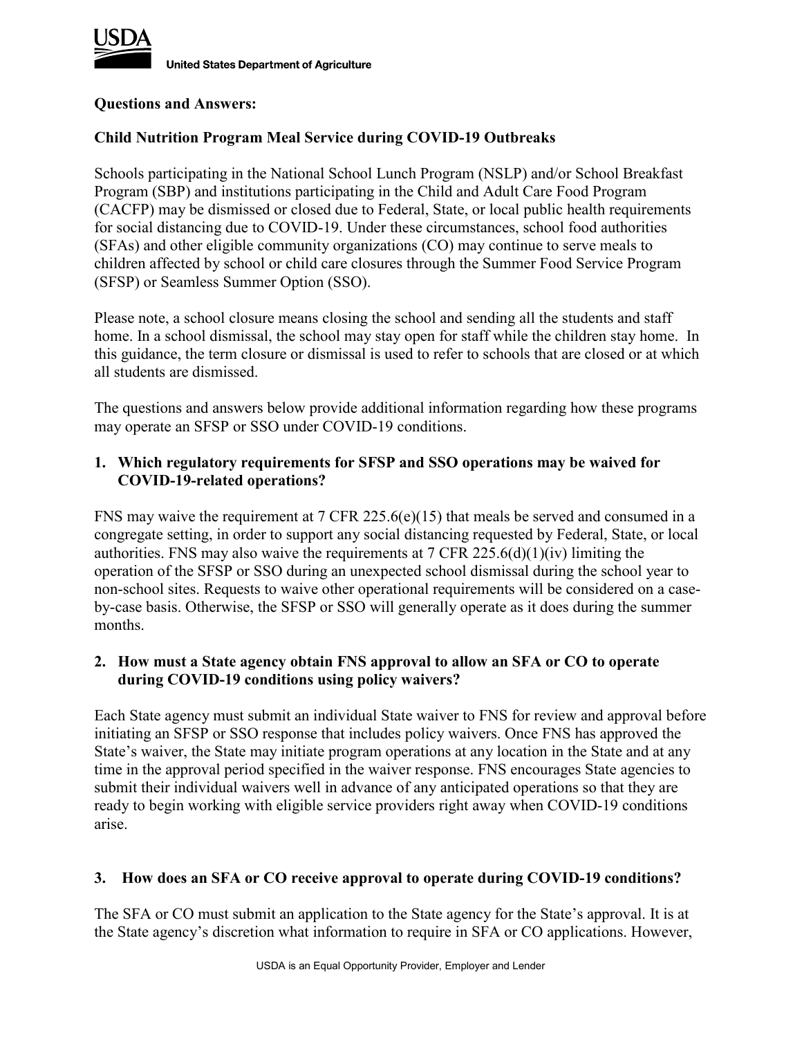USDA

United States Department of Agriculture

**Questions and Answers:**

**Child Nutrition Program Meal Service during COVID-19 Outbreaks**

Schools participating in the National School Lunch Program (NSLP) and/or School Breakfast Program (SBP) and institutions participating in the Child and Adult Care Food Program (CACFP) may be dismissed or closed due to Federal, State, or local public health requirements for social distancing due to COVID-19. Under these circumstances, school food authorities (SFAs) and other eligible community organizations (CO) may continue to serve meals to children affected by school or child care closures through the Summer Food Service Program (SFSP) or Seamless Summer Option (SSO).

Please note, a school closure means closing the school and sending all the students and staff home. In a school dismissal, the school may stay open for staff while the children stay home. In this guidance, the term closure or dismissal is used to refer to schools that are closed or at which all students are dismissed.

The questions and answers below provide additional information regarding how these programs may operate an SFSP or SSO under COVID-19 conditions.

**1. Which regulatory requirements for SFSP and SSO operations may be waived for COVID-19-related operations?**

FNS may waive the requirement at 7 CFR 225.6(e)(15) that meals be served and consumed in a congregate setting, in order to support any social distancing requested by Federal, State, or local authorities. FNS may also waive the requirements at 7 CFR 225.6(d)(1)(iv) limiting the operation of the SFSP or SSO during an unexpected school dismissal during the school year to non-school sites. Requests to waive other operational requirements will be considered on a case-by-case basis. Otherwise, the SFSP or SSO will generally operate as it does during the summer months.

**2. How must a State agency obtain FNS approval to allow an SFA or CO to operate during COVID-19 conditions using policy waivers?**

Each State agency must submit an individual State waiver to FNS for review and approval before initiating an SFSP or SSO response that includes policy waivers. Once FNS has approved the State's waiver, the State may initiate program operations at any location in the State and at any time in the approval period specified in the waiver response. FNS encourages State agencies to submit their individual waivers well in advance of any anticipated operations so that they are ready to begin working with eligible service providers right away when COVID-19 conditions arise.

**3. How does an SFA or CO receive approval to operate during COVID-19 conditions?**

The SFA or CO must submit an application to the State agency for the State's approval. It is at the State agency's discretion what information to require in SFA or CO applications. However,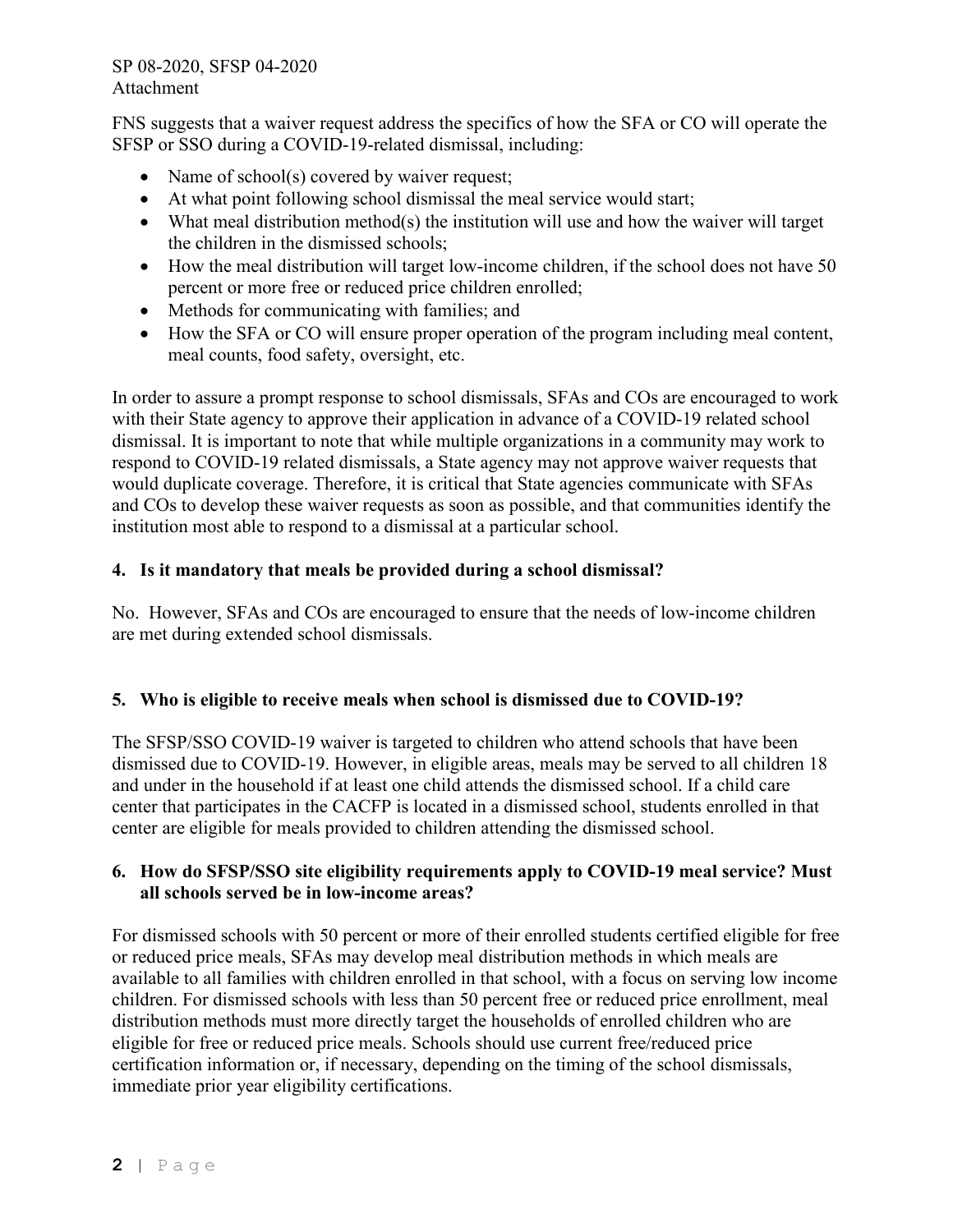FNS suggests that a waiver request address the specifics of how the SFA or CO will operate the SFSP or SSO during a COVID-19-related dismissal, including:

- Name of school(s) covered by waiver request;
- At what point following school dismissal the meal service would start;
- What meal distribution method(s) the institution will use and how the waiver will target the children in the dismissed schools;
- How the meal distribution will target low-income children, if the school does not have 50 percent or more free or reduced price children enrolled;
- Methods for communicating with families; and
- How the SFA or CO will ensure proper operation of the program including meal content, meal counts, food safety, oversight, etc.

In order to assure a prompt response to school dismissals, SFAs and COs are encouraged to work with their State agency to approve their application in advance of a COVID-19 related school dismissal. It is important to note that while multiple organizations in a community may work to respond to COVID-19 related dismissals, a State agency may not approve waiver requests that would duplicate coverage. Therefore, it is critical that State agencies communicate with SFAs and COs to develop these waiver requests as soon as possible, and that communities identify the institution most able to respond to a dismissal at a particular school.

**4. Is it mandatory that meals be provided during a school dismissal?**

No. However, SFAs and COs are encouraged to ensure that the needs of low-income children are met during extended school dismissals.

**5. Who is eligible to receive meals when school is dismissed due to COVID-19?**

The SFSP/SSO COVID-19 waiver is targeted to children who attend schools that have been dismissed due to COVID-19. However, in eligible areas, meals may be served to all children 18 and under in the household if at least one child attends the dismissed school. If a child care center that participates in the CACFP is located in a dismissed school, students enrolled in that center are eligible for meals provided to children attending the dismissed school.

**6. How do SFSP/SSO site eligibility requirements apply to COVID-19 meal service? Must all schools served be in low-income areas?**

For dismissed schools with 50 percent or more of their enrolled students certified eligible for free or reduced price meals, SFAs may develop meal distribution methods in which meals are available to all families with children enrolled in that school, with a focus on serving low income children. For dismissed schools with less than 50 percent free or reduced price enrollment, meal distribution methods must more directly target the households of enrolled children who are eligible for free or reduced price meals. Schools should use current free/reduced price certification information or, if necessary, depending on the timing of the school dismissals, immediate prior year eligibility certifications.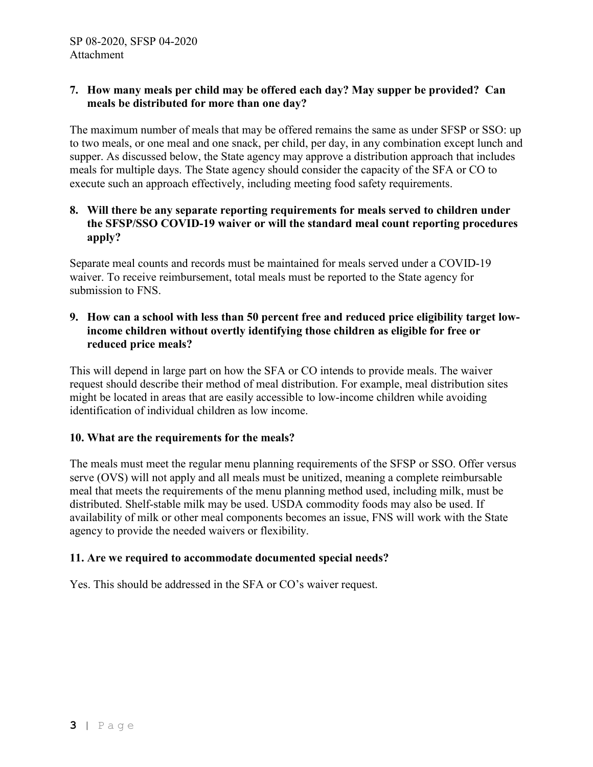**7. How many meals per child may be offered each day? May supper be provided? Can meals be distributed for more than one day?**

The maximum number of meals that may be offered remains the same as under SFSP or SSO: up to two meals, or one meal and one snack, per child, per day, in any combination except lunch and supper. As discussed below, the State agency may approve a distribution approach that includes meals for multiple days. The State agency should consider the capacity of the SFA or CO to execute such an approach effectively, including meeting food safety requirements.

**8. Will there be any separate reporting requirements for meals served to children under the SFSP/SSO COVID-19 waiver or will the standard meal count reporting procedures apply?**

Separate meal counts and records must be maintained for meals served under a COVID-19 waiver. To receive reimbursement, total meals must be reported to the State agency for submission to FNS.

**9. How can a school with less than 50 percent free and reduced price eligibility target low-income children without overtly identifying those children as eligible for free or reduced price meals?**

This will depend in large part on how the SFA or CO intends to provide meals. The waiver request should describe their method of meal distribution. For example, meal distribution sites might be located in areas that are easily accessible to low-income children while avoiding identification of individual children as low income.

**10. What are the requirements for the meals?**

The meals must meet the regular menu planning requirements of the SFSP or SSO. Offer versus serve (OVS) will not apply and all meals must be unitized, meaning a complete reimbursable meal that meets the requirements of the menu planning method used, including milk, must be distributed. Shelf-stable milk may be used. USDA commodity foods may also be used. If availability of milk or other meal components becomes an issue, FNS will work with the State agency to provide the needed waivers or flexibility.

**11. Are we required to accommodate documented special needs?**

Yes. This should be addressed in the SFA or CO's waiver request.